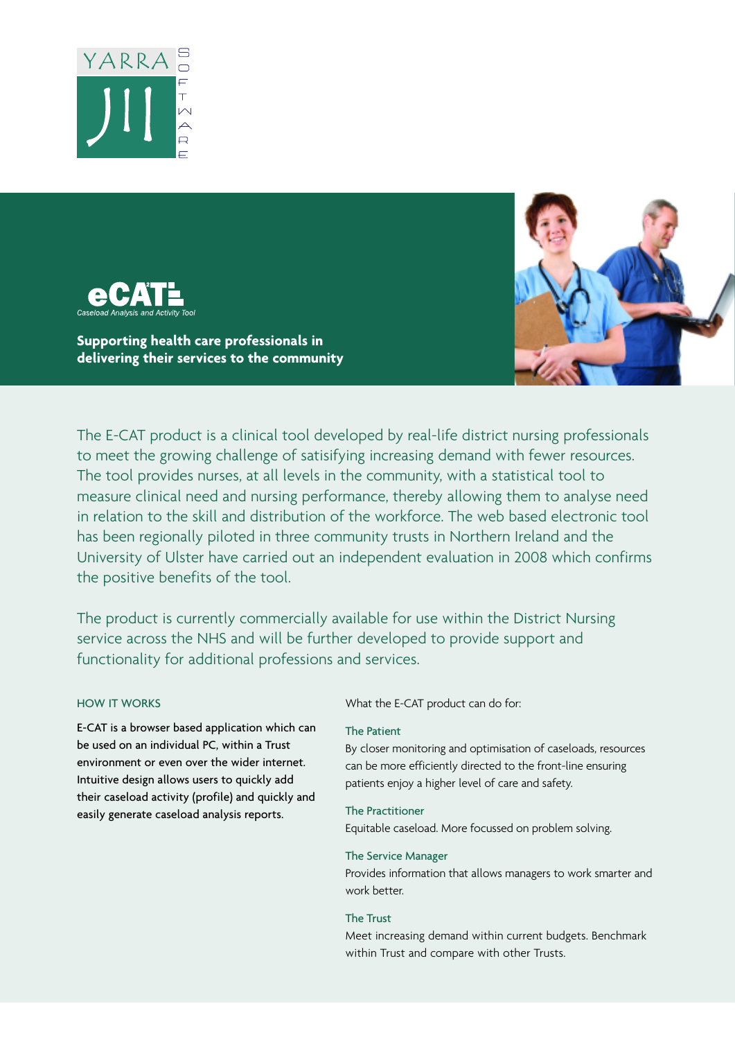YARRA JII SOFTWARE

# eCAT

*Caseload Analysis and Activity Tool*

**Supporting health care professionals in delivering their services to the community**

The E-CAT product is a clinical tool developed by real-life district nursing professionals to meet the growing challenge of satisifying increasing demand with fewer resources. The tool provides nurses, at all levels in the community, with a statistical tool to measure clinical need and nursing performance, thereby allowing them to analyse need in relation to the skill and distribution of the workforce. The web based electronic tool has been regionally piloted in three community trusts in Northern Ireland and the University of Ulster have carried out an independent evaluation in 2008 which confirms the positive benefits of the tool.

The product is currently commercially available for use within the District Nursing service across the NHS and will be further developed to provide support and functionality for additional professions and services.

## HOW IT WORKS

E-CAT is a browser based application which can be used on an individual PC, within a Trust environment or even over the wider internet. Intuitive design allows users to quickly add their caseload activity (profile) and quickly and easily generate caseload analysis reports.

What the E-CAT product can do for:

### The Patient

By closer monitoring and optimisation of caseloads, resources can be more efficiently directed to the front-line ensuring patients enjoy a higher level of care and safety.

### The Practitioner

Equitable caseload. More focussed on problem solving.

### The Service Manager

Provides information that allows managers to work smarter and work better.

### The Trust

Meet increasing demand within current budgets. Benchmark within Trust and compare with other Trusts.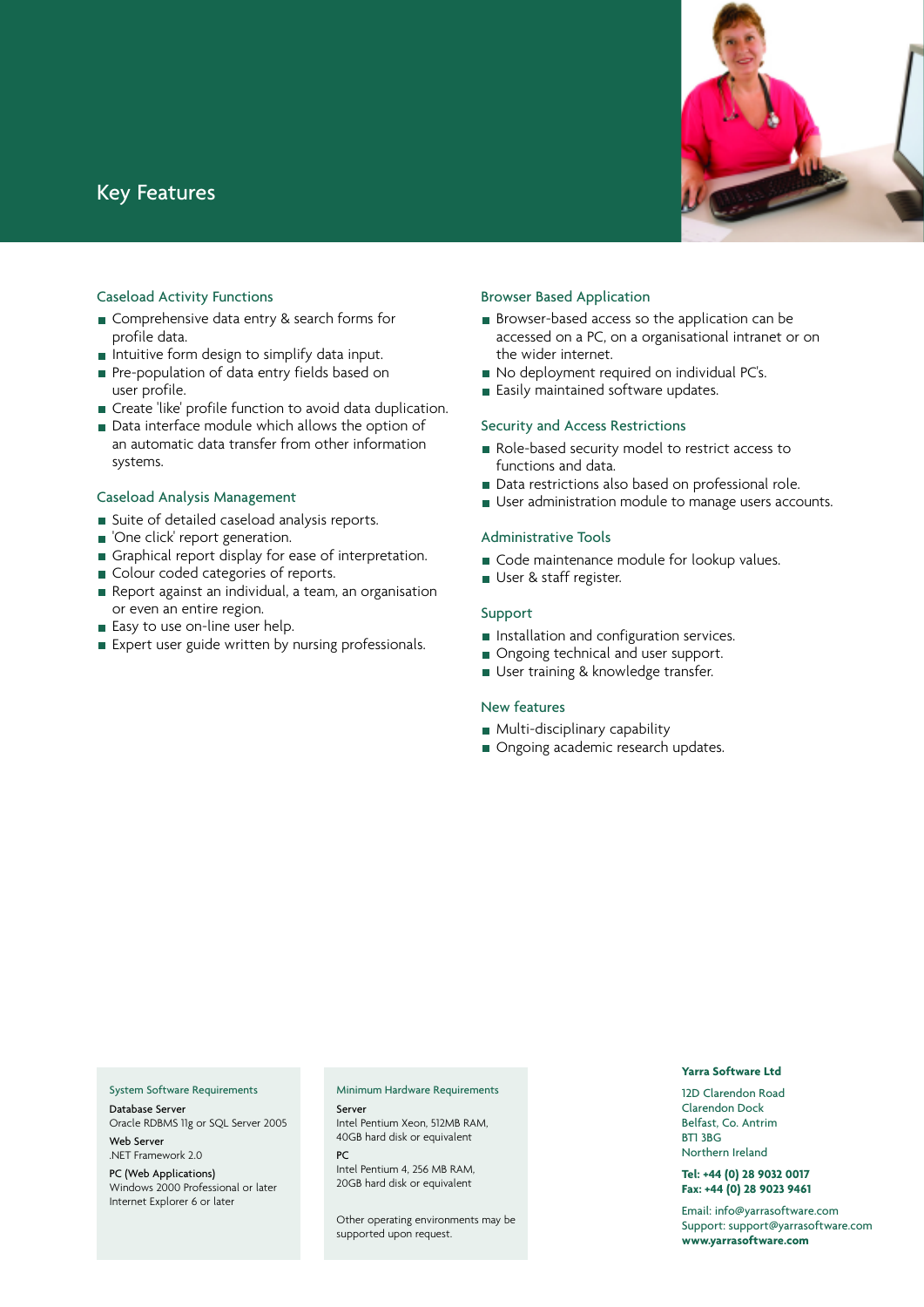# Key Features

## Caseload Activity Functions

- Comprehensive data entry & search forms for profile data.
- Intuitive form design to simplify data input.
- Pre-population of data entry fields based on user profile.
- Create 'like' profile function to avoid data duplication.
- Data interface module which allows the option of an automatic data transfer from other information systems.

## Caseload Analysis Management

- Suite of detailed caseload analysis reports.
- 'One click' report generation.
- Graphical report display for ease of interpretation.
- Colour coded categories of reports.
- Report against an individual, a team, an organisation or even an entire region.
- Easy to use on-line user help.
- Expert user guide written by nursing professionals.

## Browser Based Application

- Browser-based access so the application can be accessed on a PC, on a organisational intranet or on the wider internet.
- No deployment required on individual PC's.
- Easily maintained software updates.

## Security and Access Restrictions

- Role-based security model to restrict access to functions and data.
- Data restrictions also based on professional role.
- User administration module to manage users accounts.

## Administrative Tools

- Code maintenance module for lookup values.
- User & staff register.

## Support

- Installation and configuration services.
- Ongoing technical and user support.
- User training & knowledge transfer.

## New features

- Multi-disciplinary capability
- Ongoing academic research updates.

### System Software Requirements

**Database Server**
Oracle RDBMS 11g or SQL Server 2005

**Web Server**
.NET Framework 2.0

**PC (Web Applications)**
Windows 2000 Professional or later
Internet Explorer 6 or later

### Minimum Hardware Requirements

**Server**
Intel Pentium Xeon, 512MB RAM, 40GB hard disk or equivalent

**PC**
Intel Pentium 4, 256 MB RAM, 20GB hard disk or equivalent

Other operating environments may be supported upon request.

**Yarra Software Ltd**

12D Clarendon Road
Clarendon Dock
Belfast, Co. Antrim
BT1 3BG
Northern Ireland

**Tel: +44 (0) 28 9032 0017**
**Fax: +44 (0) 28 9023 9461**

Email: info@yarrasoftware.com
Support: support@yarrasoftware.com
**www.yarrasoftware.com**